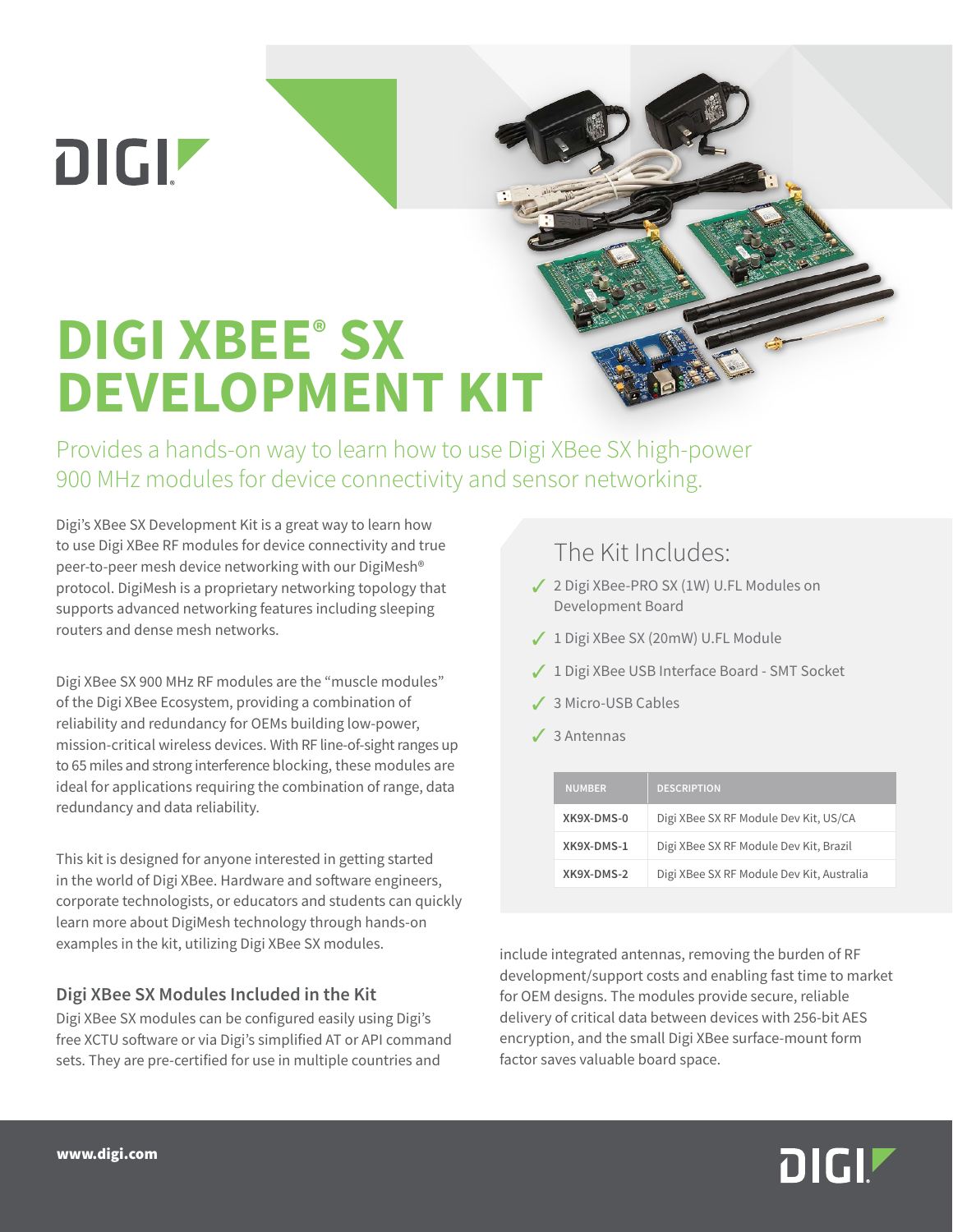# DIGI XBEE® SX DEVELOPMENT KIT

Provides a hands-on way to learn how to use Digi XBee SX high-power 900 MHz modules for device connectivity and sensor networking.

Digi's XBee SX Development Kit is a great way to learn how to use Digi XBee RF modules for device connectivity and true peer-to-peer mesh device networking with our DigiMesh® protocol. DigiMesh is a proprietary networking topology that supports advanced networking features including sleeping routers and dense mesh networks.

Digi XBee SX 900 MHz RF modules are the "muscle modules" of the Digi XBee Ecosystem, providing a combination of reliability and redundancy for OEMs building low-power, mission-critical wireless devices. With RF line-of-sight ranges up to 65 miles and strong interference blocking, these modules are ideal for applications requiring the combination of range, data redundancy and data reliability.

This kit is designed for anyone interested in getting started in the world of Digi XBee. Hardware and software engineers, corporate technologists, or educators and students can quickly learn more about DigiMesh technology through hands-on examples in the kit, utilizing Digi XBee SX modules.

## Digi XBee SX Modules Included in the Kit

Digi XBee SX modules can be configured easily using Digi's free XCTU software or via Digi's simplified AT or API command sets. They are pre-certified for use in multiple countries and include integrated antennas, removing the burden of RF development/support costs and enabling fast time to market for OEM designs. The modules provide secure, reliable delivery of critical data between devices with 256-bit AES encryption, and the small Digi XBee surface-mount form factor saves valuable board space.

## The Kit Includes:

- ✓ 2 Digi XBee-PRO SX (1W) U.FL Modules on Development Board
- ✓ 1 Digi XBee SX (20mW) U.FL Module
- ✓ 1 Digi XBee USB Interface Board - SMT Socket
- ✓ 3 Micro-USB Cables
- ✓ 3 Antennas

| NUMBER | DESCRIPTION |
|---|---|
| XK9X-DMS-0 | Digi XBee SX RF Module Dev Kit, US/CA |
| XK9X-DMS-1 | Digi XBee SX RF Module Dev Kit, Brazil |
| XK9X-DMS-2 | Digi XBee SX RF Module Dev Kit, Australia |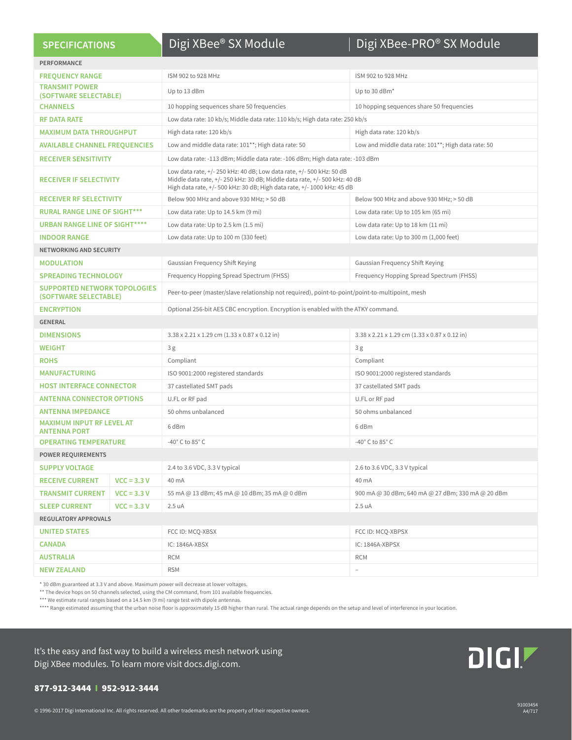| SPECIFICATIONS | | Digi XBee® SX Module | Digi XBee-PRO® SX Module |
|---|---|---|---|
| PERFORMANCE | | | |
| FREQUENCY RANGE | | ISM 902 to 928 MHz | ISM 902 to 928 MHz |
| TRANSMIT POWER (SOFTWARE SELECTABLE) | | Up to 13 dBm | Up to 30 dBm* |
| CHANNELS | | 10 hopping sequences share 50 frequencies | 10 hopping sequences share 50 frequencies |
| RF DATA RATE | | Low data rate: 10 kb/s; Middle data rate: 110 kb/s; High data rate: 250 kb/s | |
| MAXIMUM DATA THROUGHPUT | | High data rate: 120 kb/s | High data rate: 120 kb/s |
| AVAILABLE CHANNEL FREQUENCIES | | Low and middle data rate: 101**; High data rate: 50 | Low and middle data rate: 101**; High data rate: 50 |
| RECEIVER SENSITIVITY | | Low data rate: -113 dBm; Middle data rate: -106 dBm; High data rate: -103 dBm | |
| RECEIVER IF SELECTIVITY | | Low data rate, +/- 250 kHz: 40 dB; Low data rate, +/- 500 kHz: 50 dB<br>Middle data rate, +/- 250 kHz: 30 dB; Middle data rate, +/- 500 kHz: 40 dB<br>High data rate, +/- 500 kHz: 30 dB; High data rate, +/- 1000 kHz: 45 dB | |
| RECEIVER RF SELECTIVITY | | Below 900 MHz and above 930 MHz; > 50 dB | Below 900 MHz and above 930 MHz; > 50 dB |
| RURAL RANGE LINE OF SIGHT*** | | Low data rate: Up to 14.5 km (9 mi) | Low data rate: Up to 105 km (65 mi) |
| URBAN RANGE LINE OF SIGHT**** | | Low data rate: Up to 2.5 km (1.5 mi) | Low data rate: Up to 18 km (11 mi) |
| INDOOR RANGE | | Low data rate: Up to 100 m (330 feet) | Low data rate: Up to 300 m (1,000 feet) |
| NETWORKING AND SECURITY | | | |
| MODULATION | | Gaussian Frequency Shift Keying | Gaussian Frequency Shift Keying |
| SPREADING TECHNOLOGY | | Frequency Hopping Spread Spectrum (FHSS) | Frequency Hopping Spread Spectrum (FHSS) |
| SUPPORTED NETWORK TOPOLOGIES (SOFTWARE SELECTABLE) | | Peer-to-peer (master/slave relationship not required), point-to-point/point-to-multipoint, mesh | |
| ENCRYPTION | | Optional 256-bit AES CBC encryption. Encryption is enabled with the ATKY command. | |
| GENERAL | | | |
| DIMENSIONS | | 3.38 x 2.21 x 1.29 cm (1.33 x 0.87 x 0.12 in) | 3.38 x 2.21 x 1.29 cm (1.33 x 0.87 x 0.12 in) |
| WEIGHT | | 3 g | 3 g |
| ROHS | | Compliant | Compliant |
| MANUFACTURING | | ISO 9001:2000 registered standards | ISO 9001:2000 registered standards |
| HOST INTERFACE CONNECTOR | | 37 castellated SMT pads | 37 castellated SMT pads |
| ANTENNA CONNECTOR OPTIONS | | U.FL or RF pad | U.FL or RF pad |
| ANTENNA IMPEDANCE | | 50 ohms unbalanced | 50 ohms unbalanced |
| MAXIMUM INPUT RF LEVEL AT ANTENNA PORT | | 6 dBm | 6 dBm |
| OPERATING TEMPERATURE | | -40° C to 85° C | -40° C to 85° C |
| POWER REQUIREMENTS | | | |
| SUPPLY VOLTAGE | | 2.4 to 3.6 VDC, 3.3 V typical | 2.6 to 3.6 VDC, 3.3 V typical |
| RECEIVE CURRENT | VCC = 3.3 V | 40 mA | 40 mA |
| TRANSMIT CURRENT | VCC = 3.3 V | 55 mA @ 13 dBm; 45 mA @ 10 dBm; 35 mA @ 0 dBm | 900 mA @ 30 dBm; 640 mA @ 27 dBm; 330 mA @ 20 dBm |
| SLEEP CURRENT | VCC = 3.3 V | 2.5 uA | 2.5 uA |
| REGULATORY APPROVALS | | | |
| UNITED STATES | | FCC ID: MCQ-XBSX | FCC ID: MCQ-XBPSX |
| CANADA | | IC: 1846A-XBSX | IC: 1846A-XBPSX |
| AUSTRALIA | | RCM | RCM |
| NEW ZEALAND | | RSM | – |

* 30 dBm guaranteed at 3.3 V and above. Maximum power will decrease at lower voltages.

** The device hops on 50 channels selected, using the CM command, from 101 available frequencies.

*** We estimate rural ranges based on a 14.5 km (9 mi) range test with dipole antennas.

**** Range estimated assuming that the urban noise floor is approximately 15 dB higher than rural. The actual range depends on the setup and level of interference in your location.

It's the easy and fast way to build a wireless mesh network using Digi XBee modules. To learn more visit docs.digi.com.

DIGI

**877-912-3444 | 952-912-3444**

© 1996-2017 Digi International Inc. All rights reserved. All other trademarks are the property of their respective owners.

91003454
A4/717